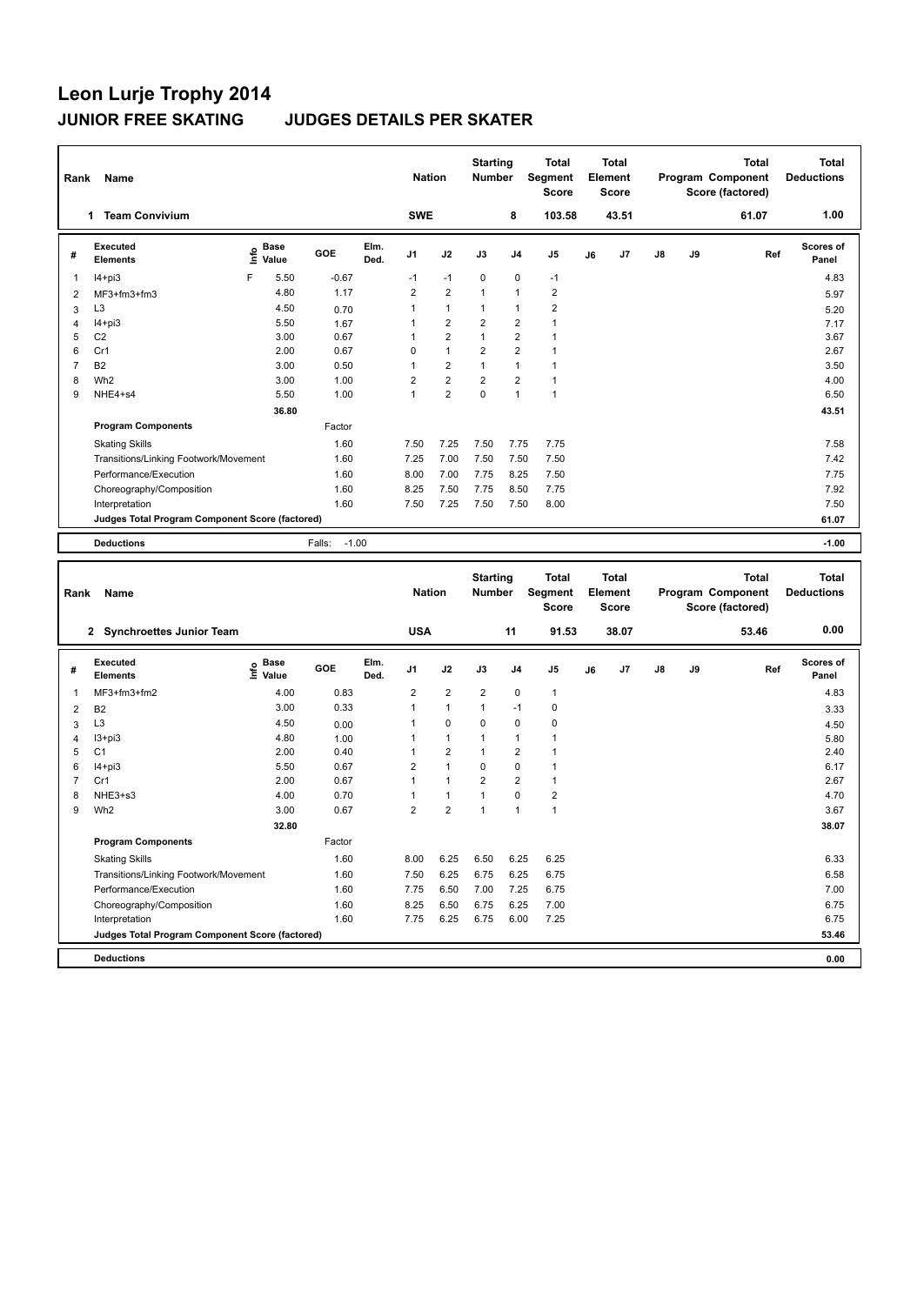# Leon Lurje Trophy 2014

## JUNIOR FREE SKATING JUDGES DETAILS PER SKATER

| Rank | Name | Nation | Starting Number | Total Segment Score | Total Element Score | Total Program Component Score (factored) | Total Deductions |
|---|---|---|---|---|---|---|---|
| 1 | Team Convivium | SWE | 8 | 103.58 | 43.51 | 61.07 | 1.00 |

| # | Executed Elements | Info | Base Value | GOE | Elm. Ded. | J1 | J2 | J3 | J4 | J5 | J6 | J7 | J8 | J9 | Ref | Scores of Panel |
|---|---|---|---|---|---|---|---|---|---|---|---|---|---|---|---|---|
| 1 | I4+pi3 | F | 5.50 | -0.67 | | -1 | -1 | 0 | 0 | -1 | | | | | | 4.83 |
| 2 | MF3+fm3+fm3 | | 4.80 | 1.17 | | 2 | 2 | 1 | 1 | 2 | | | | | | 5.97 |
| 3 | L3 | | 4.50 | 0.70 | | 1 | 1 | 1 | 1 | 2 | | | | | | 5.20 |
| 4 | I4+pi3 | | 5.50 | 1.67 | | 1 | 2 | 2 | 2 | 1 | | | | | | 7.17 |
| 5 | C2 | | 3.00 | 0.67 | | 1 | 2 | 1 | 2 | 1 | | | | | | 3.67 |
| 6 | Cr1 | | 2.00 | 0.67 | | 0 | 1 | 2 | 2 | 1 | | | | | | 2.67 |
| 7 | B2 | | 3.00 | 0.50 | | 1 | 2 | 1 | 1 | 1 | | | | | | 3.50 |
| 8 | Wh2 | | 3.00 | 1.00 | | 2 | 2 | 2 | 2 | 1 | | | | | | 4.00 |
| 9 | NHE4+s4 | | 5.50 | 1.00 | | 1 | 2 | 0 | 1 | 1 | | | | | | 6.50 |
| | | | 36.80 | | | | | | | | | | | | | 43.51 |
| | **Program Components** | | | Factor | | | | | | | | | | | | |
| | Skating Skills | | | 1.60 | | 7.50 | 7.25 | 7.50 | 7.75 | 7.75 | | | | | | 7.58 |
| | Transitions/Linking Footwork/Movement | | | 1.60 | | 7.25 | 7.00 | 7.50 | 7.50 | 7.50 | | | | | | 7.42 |
| | Performance/Execution | | | 1.60 | | 8.00 | 7.00 | 7.75 | 8.25 | 7.50 | | | | | | 7.75 |
| | Choreography/Composition | | | 1.60 | | 8.25 | 7.50 | 7.75 | 8.50 | 7.75 | | | | | | 7.92 |
| | Interpretation | | | 1.60 | | 7.50 | 7.25 | 7.50 | 7.50 | 8.00 | | | | | | 7.50 |
| | **Judges Total Program Component Score (factored)** | | | | | | | | | | | | | | | 61.07 |
| | **Deductions** | | | Falls: -1.00 | | | | | | | | | | | | -1.00 |

| Rank | Name | Nation | Starting Number | Total Segment Score | Total Element Score | Total Program Component Score (factored) | Total Deductions |
|---|---|---|---|---|---|---|---|
| 2 | Synchroettes Junior Team | USA | 11 | 91.53 | 38.07 | 53.46 | 0.00 |

| # | Executed Elements | Info | Base Value | GOE | Elm. Ded. | J1 | J2 | J3 | J4 | J5 | J6 | J7 | J8 | J9 | Ref | Scores of Panel |
|---|---|---|---|---|---|---|---|---|---|---|---|---|---|---|---|---|
| 1 | MF3+fm3+fm2 | | 4.00 | 0.83 | | 2 | 2 | 2 | 0 | 1 | | | | | | 4.83 |
| 2 | B2 | | 3.00 | 0.33 | | 1 | 1 | 1 | -1 | 0 | | | | | | 3.33 |
| 3 | L3 | | 4.50 | 0.00 | | 1 | 0 | 0 | 0 | 0 | | | | | | 4.50 |
| 4 | I3+pi3 | | 4.80 | 1.00 | | 1 | 1 | 1 | 1 | 1 | | | | | | 5.80 |
| 5 | C1 | | 2.00 | 0.40 | | 1 | 2 | 1 | 2 | 1 | | | | | | 2.40 |
| 6 | I4+pi3 | | 5.50 | 0.67 | | 2 | 1 | 0 | 0 | 1 | | | | | | 6.17 |
| 7 | Cr1 | | 2.00 | 0.67 | | 1 | 1 | 2 | 2 | 1 | | | | | | 2.67 |
| 8 | NHE3+s3 | | 4.00 | 0.70 | | 1 | 1 | 1 | 0 | 2 | | | | | | 4.70 |
| 9 | Wh2 | | 3.00 | 0.67 | | 2 | 2 | 1 | 1 | 1 | | | | | | 3.67 |
| | | | 32.80 | | | | | | | | | | | | | 38.07 |
| | **Program Components** | | | Factor | | | | | | | | | | | | |
| | Skating Skills | | | 1.60 | | 8.00 | 6.25 | 6.50 | 6.25 | 6.25 | | | | | | 6.33 |
| | Transitions/Linking Footwork/Movement | | | 1.60 | | 7.50 | 6.25 | 6.75 | 6.25 | 6.75 | | | | | | 6.58 |
| | Performance/Execution | | | 1.60 | | 7.75 | 6.50 | 7.00 | 7.25 | 6.75 | | | | | | 7.00 |
| | Choreography/Composition | | | 1.60 | | 8.25 | 6.50 | 6.75 | 6.25 | 7.00 | | | | | | 6.75 |
| | Interpretation | | | 1.60 | | 7.75 | 6.25 | 6.75 | 6.00 | 7.25 | | | | | | 6.75 |
| | **Judges Total Program Component Score (factored)** | | | | | | | | | | | | | | | 53.46 |
| | **Deductions** | | | | | | | | | | | | | | | 0.00 |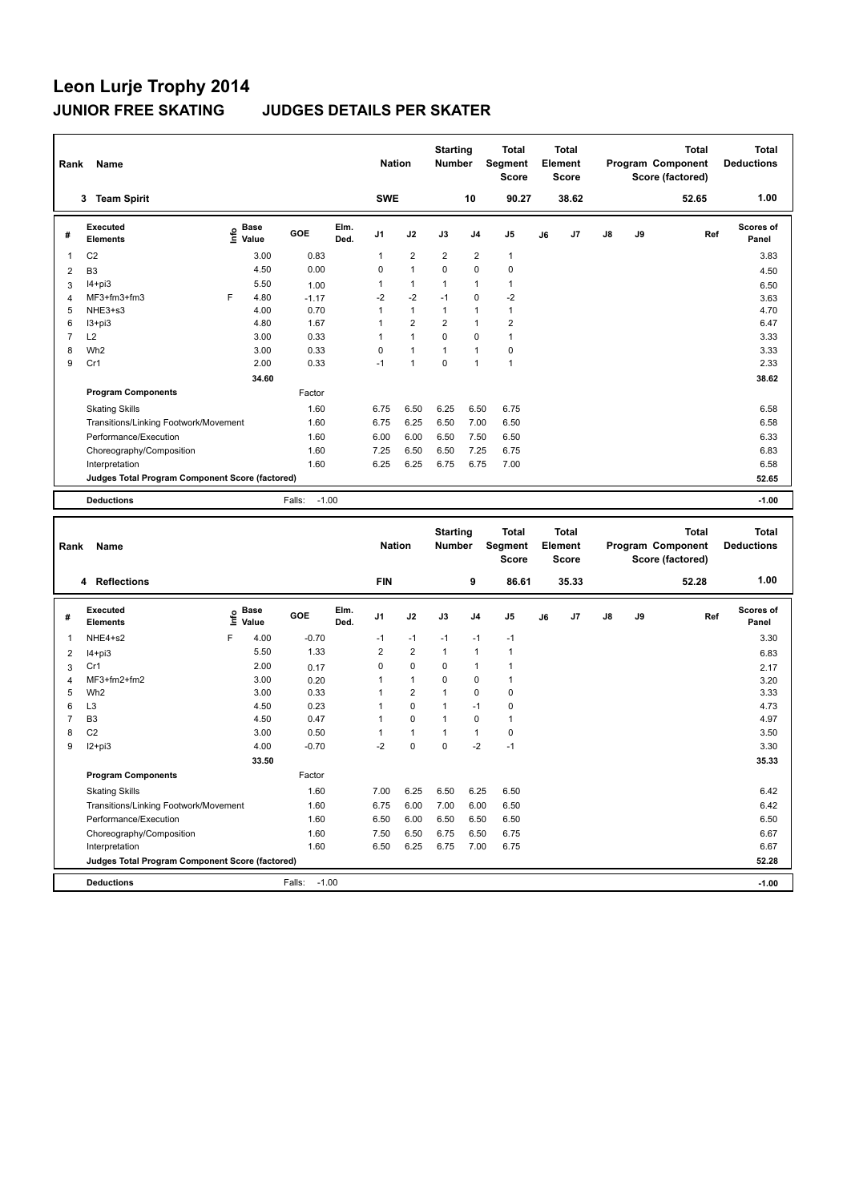# Leon Lurje Trophy 2014

## JUNIOR FREE SKATING JUDGES DETAILS PER SKATER

| Rank | Name | Nation | Starting Number | Total Segment Score | Total Element Score | Total Program Component Score (factored) | Total Deductions |
|---|---|---|---|---|---|---|---|
| 3 | Team Spirit | SWE | 10 | 90.27 | 38.62 | 52.65 | 1.00 |

| # | Executed Elements | Info | Base Value | GOE | Elm. Ded. | J1 | J2 | J3 | J4 | J5 | J6 | J7 | J8 | J9 | Ref | Scores of Panel |
|---|---|---|---|---|---|---|---|---|---|---|---|---|---|---|---|---|
| 1 | C2 | | 3.00 | 0.83 | | 1 | 2 | 2 | 2 | 1 | | | | | | 3.83 |
| 2 | B3 | | 4.50 | 0.00 | | 0 | 1 | 0 | 0 | 0 | | | | | | 4.50 |
| 3 | I4+pi3 | | 5.50 | 1.00 | | 1 | 1 | 1 | 1 | 1 | | | | | | 6.50 |
| 4 | MF3+fm3+fm3 | F | 4.80 | -1.17 | | -2 | -2 | -1 | 0 | -2 | | | | | | 3.63 |
| 5 | NHE3+s3 | | 4.00 | 0.70 | | 1 | 1 | 1 | 1 | 1 | | | | | | 4.70 |
| 6 | I3+pi3 | | 4.80 | 1.67 | | 1 | 2 | 2 | 1 | 2 | | | | | | 6.47 |
| 7 | L2 | | 3.00 | 0.33 | | 1 | 1 | 0 | 0 | 1 | | | | | | 3.33 |
| 8 | Wh2 | | 3.00 | 0.33 | | 0 | 1 | 1 | 1 | 0 | | | | | | 3.33 |
| 9 | Cr1 | | 2.00 | 0.33 | | -1 | 1 | 0 | 1 | 1 | | | | | | 2.33 |
| | | | 34.60 | | | | | | | | | | | | | 38.62 |
| | **Program Components** | | | Factor | | | | | | | | | | | | |
| | Skating Skills | | | 1.60 | | 6.75 | 6.50 | 6.25 | 6.50 | 6.75 | | | | | | 6.58 |
| | Transitions/Linking Footwork/Movement | | | 1.60 | | 6.75 | 6.25 | 6.50 | 7.00 | 6.50 | | | | | | 6.58 |
| | Performance/Execution | | | 1.60 | | 6.00 | 6.00 | 6.50 | 7.50 | 6.50 | | | | | | 6.33 |
| | Choreography/Composition | | | 1.60 | | 7.25 | 6.50 | 6.50 | 7.25 | 6.75 | | | | | | 6.83 |
| | Interpretation | | | 1.60 | | 6.25 | 6.25 | 6.75 | 6.75 | 7.00 | | | | | | 6.58 |
| | **Judges Total Program Component Score (factored)** | | | | | | | | | | | | | | | 52.65 |
| | **Deductions** | | | Falls: -1.00 | | | | | | | | | | | | -1.00 |

| Rank | Name | Nation | Starting Number | Total Segment Score | Total Element Score | Total Program Component Score (factored) | Total Deductions |
|---|---|---|---|---|---|---|---|
| 4 | Reflections | FIN | 9 | 86.61 | 35.33 | 52.28 | 1.00 |

| # | Executed Elements | Info | Base Value | GOE | Elm. Ded. | J1 | J2 | J3 | J4 | J5 | J6 | J7 | J8 | J9 | Ref | Scores of Panel |
|---|---|---|---|---|---|---|---|---|---|---|---|---|---|---|---|---|
| 1 | NHE4+s2 | F | 4.00 | -0.70 | | -1 | -1 | -1 | -1 | -1 | | | | | | 3.30 |
| 2 | I4+pi3 | | 5.50 | 1.33 | | 2 | 2 | 1 | 1 | 1 | | | | | | 6.83 |
| 3 | Cr1 | | 2.00 | 0.17 | | 0 | 0 | 0 | 1 | 1 | | | | | | 2.17 |
| 4 | MF3+fm2+fm2 | | 3.00 | 0.20 | | 1 | 1 | 0 | 0 | 1 | | | | | | 3.20 |
| 5 | Wh2 | | 3.00 | 0.33 | | 1 | 2 | 1 | 0 | 0 | | | | | | 3.33 |
| 6 | L3 | | 4.50 | 0.23 | | 1 | 0 | 1 | -1 | 0 | | | | | | 4.73 |
| 7 | B3 | | 4.50 | 0.47 | | 1 | 0 | 1 | 0 | 1 | | | | | | 4.97 |
| 8 | C2 | | 3.00 | 0.50 | | 1 | 1 | 1 | 1 | 0 | | | | | | 3.50 |
| 9 | I2+pi3 | | 4.00 | -0.70 | | -2 | 0 | 0 | -2 | -1 | | | | | | 3.30 |
| | | | 33.50 | | | | | | | | | | | | | 35.33 |
| | **Program Components** | | | Factor | | | | | | | | | | | | |
| | Skating Skills | | | 1.60 | | 7.00 | 6.25 | 6.50 | 6.25 | 6.50 | | | | | | 6.42 |
| | Transitions/Linking Footwork/Movement | | | 1.60 | | 6.75 | 6.00 | 7.00 | 6.00 | 6.50 | | | | | | 6.42 |
| | Performance/Execution | | | 1.60 | | 6.50 | 6.00 | 6.50 | 6.50 | 6.50 | | | | | | 6.50 |
| | Choreography/Composition | | | 1.60 | | 7.50 | 6.50 | 6.75 | 6.50 | 6.75 | | | | | | 6.67 |
| | Interpretation | | | 1.60 | | 6.50 | 6.25 | 6.75 | 7.00 | 6.75 | | | | | | 6.67 |
| | **Judges Total Program Component Score (factored)** | | | | | | | | | | | | | | | 52.28 |
| | **Deductions** | | | Falls: -1.00 | | | | | | | | | | | | -1.00 |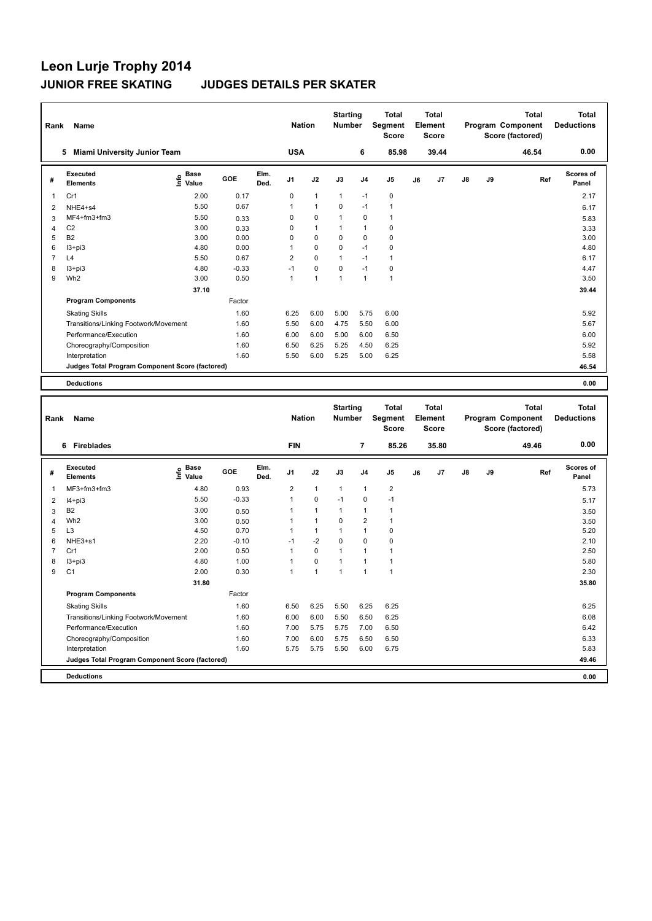# Leon Lurje Trophy 2014

## JUNIOR FREE SKATING JUDGES DETAILS PER SKATER

| Rank | Name | Nation | Starting Number | Total Segment Score | Total Element Score | Total Program Component Score (factored) | Total Deductions |
|---|---|---|---|---|---|---|---|
| 5 | Miami University Junior Team | USA | 6 | 85.98 | 39.44 | 46.54 | 0.00 |

| # | Executed Elements | Info | Base Value | GOE | Elm. Ded. | J1 | J2 | J3 | J4 | J5 | J6 | J7 | J8 | J9 | Ref | Scores of Panel |
|---|---|---|---|---|---|---|---|---|---|---|---|---|---|---|---|---|
| 1 | Cr1 | | 2.00 | 0.17 | | 0 | 1 | 1 | -1 | 0 | | | | | | 2.17 |
| 2 | NHE4+s4 | | 5.50 | 0.67 | | 1 | 1 | 0 | -1 | 1 | | | | | | 6.17 |
| 3 | MF4+fm3+fm3 | | 5.50 | 0.33 | | 0 | 0 | 1 | 0 | 1 | | | | | | 5.83 |
| 4 | C2 | | 3.00 | 0.33 | | 0 | 1 | 1 | 1 | 0 | | | | | | 3.33 |
| 5 | B2 | | 3.00 | 0.00 | | 0 | 0 | 0 | 0 | 0 | | | | | | 3.00 |
| 6 | I3+pi3 | | 4.80 | 0.00 | | 1 | 0 | 0 | -1 | 0 | | | | | | 4.80 |
| 7 | L4 | | 5.50 | 0.67 | | 2 | 0 | 1 | -1 | 1 | | | | | | 6.17 |
| 8 | I3+pi3 | | 4.80 | -0.33 | | -1 | 0 | 0 | -1 | 0 | | | | | | 4.47 |
| 9 | Wh2 | | 3.00 | 0.50 | | 1 | 1 | 1 | 1 | 1 | | | | | | 3.50 |
| | | | 37.10 | | | | | | | | | | | | | 39.44 |
| | **Program Components** | | | Factor | | | | | | | | | | | | |
| | Skating Skills | | | 1.60 | | 6.25 | 6.00 | 5.00 | 5.75 | 6.00 | | | | | | 5.92 |
| | Transitions/Linking Footwork/Movement | | | 1.60 | | 5.50 | 6.00 | 4.75 | 5.50 | 6.00 | | | | | | 5.67 |
| | Performance/Execution | | | 1.60 | | 6.00 | 6.00 | 5.00 | 6.00 | 6.50 | | | | | | 6.00 |
| | Choreography/Composition | | | 1.60 | | 6.50 | 6.25 | 5.25 | 4.50 | 6.25 | | | | | | 5.92 |
| | Interpretation | | | 1.60 | | 5.50 | 6.00 | 5.25 | 5.00 | 6.25 | | | | | | 5.58 |
| | **Judges Total Program Component Score (factored)** | | | | | | | | | | | | | | | 46.54 |
| | **Deductions** | | | | | | | | | | | | | | | 0.00 |

| Rank | Name | Nation | Starting Number | Total Segment Score | Total Element Score | Total Program Component Score (factored) | Total Deductions |
|---|---|---|---|---|---|---|---|
| 6 | Fireblades | FIN | 7 | 85.26 | 35.80 | 49.46 | 0.00 |

| # | Executed Elements | Info | Base Value | GOE | Elm. Ded. | J1 | J2 | J3 | J4 | J5 | J6 | J7 | J8 | J9 | Ref | Scores of Panel |
|---|---|---|---|---|---|---|---|---|---|---|---|---|---|---|---|---|
| 1 | MF3+fm3+fm3 | | 4.80 | 0.93 | | 2 | 1 | 1 | 1 | 2 | | | | | | 5.73 |
| 2 | I4+pi3 | | 5.50 | -0.33 | | 1 | 0 | -1 | 0 | -1 | | | | | | 5.17 |
| 3 | B2 | | 3.00 | 0.50 | | 1 | 1 | 1 | 1 | 1 | | | | | | 3.50 |
| 4 | Wh2 | | 3.00 | 0.50 | | 1 | 1 | 0 | 2 | 1 | | | | | | 3.50 |
| 5 | L3 | | 4.50 | 0.70 | | 1 | 1 | 1 | 1 | 0 | | | | | | 5.20 |
| 6 | NHE3+s1 | | 2.20 | -0.10 | | -1 | -2 | 0 | 0 | 0 | | | | | | 2.10 |
| 7 | Cr1 | | 2.00 | 0.50 | | 1 | 0 | 1 | 1 | 1 | | | | | | 2.50 |
| 8 | I3+pi3 | | 4.80 | 1.00 | | 1 | 0 | 1 | 1 | 1 | | | | | | 5.80 |
| 9 | C1 | | 2.00 | 0.30 | | 1 | 1 | 1 | 1 | 1 | | | | | | 2.30 |
| | | | 31.80 | | | | | | | | | | | | | 35.80 |
| | **Program Components** | | | Factor | | | | | | | | | | | | |
| | Skating Skills | | | 1.60 | | 6.50 | 6.25 | 5.50 | 6.25 | 6.25 | | | | | | 6.25 |
| | Transitions/Linking Footwork/Movement | | | 1.60 | | 6.00 | 6.00 | 5.50 | 6.50 | 6.25 | | | | | | 6.08 |
| | Performance/Execution | | | 1.60 | | 7.00 | 5.75 | 5.75 | 7.00 | 6.50 | | | | | | 6.42 |
| | Choreography/Composition | | | 1.60 | | 7.00 | 6.00 | 5.75 | 6.50 | 6.50 | | | | | | 6.33 |
| | Interpretation | | | 1.60 | | 5.75 | 5.75 | 5.50 | 6.00 | 6.75 | | | | | | 5.83 |
| | **Judges Total Program Component Score (factored)** | | | | | | | | | | | | | | | 49.46 |
| | **Deductions** | | | | | | | | | | | | | | | 0.00 |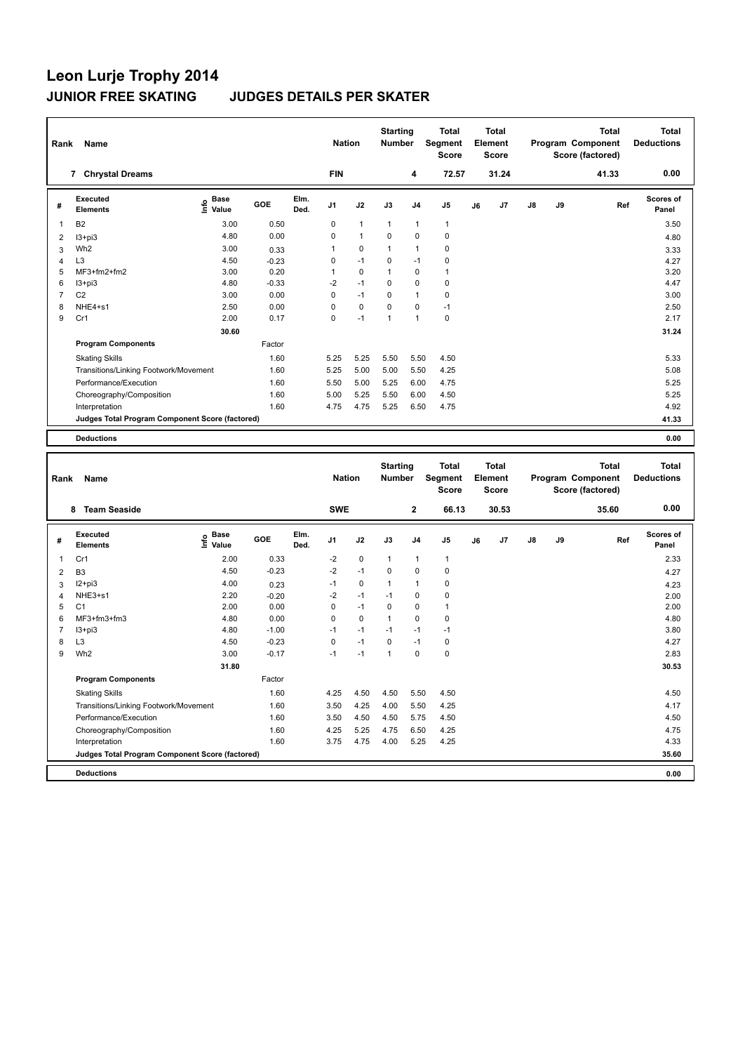# Leon Lurje Trophy 2014

## JUNIOR FREE SKATING JUDGES DETAILS PER SKATER

| Rank | Name | Nation | Starting Number | Total Segment Score | Total Element Score | Total Program Component Score (factored) | Total Deductions |
|---|---|---|---|---|---|---|---|
| 7 | Chrystal Dreams | FIN | 4 | 72.57 | 31.24 | 41.33 | 0.00 |

| # | Executed Elements | Info | Base Value | GOE | Elm. Ded. | J1 | J2 | J3 | J4 | J5 | J6 | J7 | J8 | J9 | Ref | Scores of Panel |
|---|---|---|---|---|---|---|---|---|---|---|---|---|---|---|---|---|
| 1 | B2 | | 3.00 | 0.50 | | 0 | 1 | 1 | 1 | 1 | | | | | | 3.50 |
| 2 | I3+pi3 | | 4.80 | 0.00 | | 0 | 1 | 0 | 0 | 0 | | | | | | 4.80 |
| 3 | Wh2 | | 3.00 | 0.33 | | 1 | 0 | 1 | 1 | 0 | | | | | | 3.33 |
| 4 | L3 | | 4.50 | -0.23 | | 0 | -1 | 0 | -1 | 0 | | | | | | 4.27 |
| 5 | MF3+fm2+fm2 | | 3.00 | 0.20 | | 1 | 0 | 1 | 0 | 1 | | | | | | 3.20 |
| 6 | I3+pi3 | | 4.80 | -0.33 | | -2 | -1 | 0 | 0 | 0 | | | | | | 4.47 |
| 7 | C2 | | 3.00 | 0.00 | | 0 | -1 | 0 | 1 | 0 | | | | | | 3.00 |
| 8 | NHE4+s1 | | 2.50 | 0.00 | | 0 | 0 | 0 | 0 | -1 | | | | | | 2.50 |
| 9 | Cr1 | | 2.00 | 0.17 | | 0 | -1 | 1 | 1 | 0 | | | | | | 2.17 |
| | | | 30.60 | | | | | | | | | | | | | 31.24 |
| | **Program Components** | | | Factor | | | | | | | | | | | | |
| | Skating Skills | | | 1.60 | | 5.25 | 5.25 | 5.50 | 5.50 | 4.50 | | | | | | 5.33 |
| | Transitions/Linking Footwork/Movement | | | 1.60 | | 5.25 | 5.00 | 5.00 | 5.50 | 4.25 | | | | | | 5.08 |
| | Performance/Execution | | | 1.60 | | 5.50 | 5.00 | 5.25 | 6.00 | 4.75 | | | | | | 5.25 |
| | Choreography/Composition | | | 1.60 | | 5.00 | 5.25 | 5.50 | 6.00 | 4.50 | | | | | | 5.25 |
| | Interpretation | | | 1.60 | | 4.75 | 4.75 | 5.25 | 6.50 | 4.75 | | | | | | 4.92 |
| | **Judges Total Program Component Score (factored)** | | | | | | | | | | | | | | | 41.33 |
| | **Deductions** | | | | | | | | | | | | | | | 0.00 |

| Rank | Name | Nation | Starting Number | Total Segment Score | Total Element Score | Total Program Component Score (factored) | Total Deductions |
|---|---|---|---|---|---|---|---|
| 8 | Team Seaside | SWE | 2 | 66.13 | 30.53 | 35.60 | 0.00 |

| # | Executed Elements | Info | Base Value | GOE | Elm. Ded. | J1 | J2 | J3 | J4 | J5 | J6 | J7 | J8 | J9 | Ref | Scores of Panel |
|---|---|---|---|---|---|---|---|---|---|---|---|---|---|---|---|---|
| 1 | Cr1 | | 2.00 | 0.33 | | -2 | 0 | 1 | 1 | 1 | | | | | | 2.33 |
| 2 | B3 | | 4.50 | -0.23 | | -2 | -1 | 0 | 0 | 0 | | | | | | 4.27 |
| 3 | I2+pi3 | | 4.00 | 0.23 | | -1 | 0 | 1 | 1 | 0 | | | | | | 4.23 |
| 4 | NHE3+s1 | | 2.20 | -0.20 | | -2 | -1 | -1 | 0 | 0 | | | | | | 2.00 |
| 5 | C1 | | 2.00 | 0.00 | | 0 | -1 | 0 | 0 | 1 | | | | | | 2.00 |
| 6 | MF3+fm3+fm3 | | 4.80 | 0.00 | | 0 | 0 | 1 | 0 | 0 | | | | | | 4.80 |
| 7 | I3+pi3 | | 4.80 | -1.00 | | -1 | -1 | -1 | -1 | -1 | | | | | | 3.80 |
| 8 | L3 | | 4.50 | -0.23 | | 0 | -1 | 0 | -1 | 0 | | | | | | 4.27 |
| 9 | Wh2 | | 3.00 | -0.17 | | -1 | -1 | 1 | 0 | 0 | | | | | | 2.83 |
| | | | 31.80 | | | | | | | | | | | | | 30.53 |
| | **Program Components** | | | Factor | | | | | | | | | | | | |
| | Skating Skills | | | 1.60 | | 4.25 | 4.50 | 4.50 | 5.50 | 4.50 | | | | | | 4.50 |
| | Transitions/Linking Footwork/Movement | | | 1.60 | | 3.50 | 4.25 | 4.00 | 5.50 | 4.25 | | | | | | 4.17 |
| | Performance/Execution | | | 1.60 | | 3.50 | 4.50 | 4.50 | 5.75 | 4.50 | | | | | | 4.50 |
| | Choreography/Composition | | | 1.60 | | 4.25 | 5.25 | 4.75 | 6.50 | 4.25 | | | | | | 4.75 |
| | Interpretation | | | 1.60 | | 3.75 | 4.75 | 4.00 | 5.25 | 4.25 | | | | | | 4.33 |
| | **Judges Total Program Component Score (factored)** | | | | | | | | | | | | | | | 35.60 |
| | **Deductions** | | | | | | | | | | | | | | | 0.00 |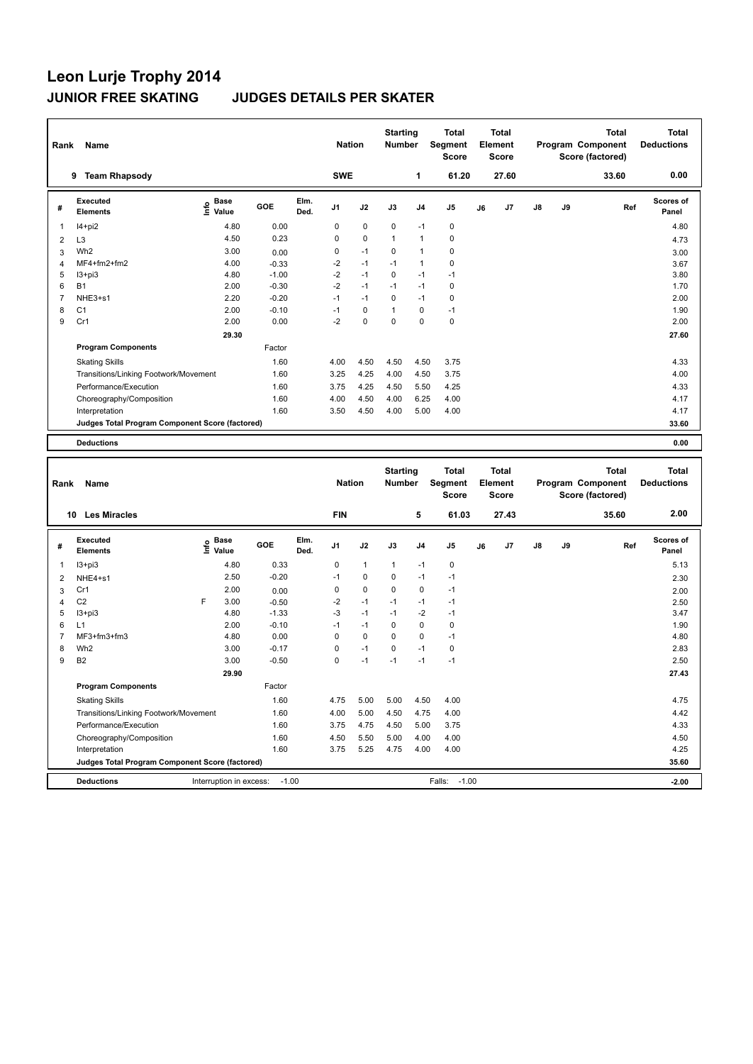# Leon Lurje Trophy 2014

## JUNIOR FREE SKATING JUDGES DETAILS PER SKATER

| Rank | Name | Nation | Starting Number | Total Segment Score | Total Element Score | Total Program Component Score (factored) | Total Deductions |
|---|---|---|---|---|---|---|---|
| 9 | Team Rhapsody | SWE | 1 | 61.20 | 27.60 | 33.60 | 0.00 |

| # | Executed Elements | Info | Base Value | GOE | Elm. Ded. | J1 | J2 | J3 | J4 | J5 | J6 | J7 | J8 | J9 | Ref | Scores of Panel |
|---|---|---|---|---|---|---|---|---|---|---|---|---|---|---|---|---|
| 1 | I4+pi2 | | 4.80 | 0.00 | | 0 | 0 | 0 | -1 | 0 | | | | | | 4.80 |
| 2 | L3 | | 4.50 | 0.23 | | 0 | 0 | 1 | 1 | 0 | | | | | | 4.73 |
| 3 | Wh2 | | 3.00 | 0.00 | | 0 | -1 | 0 | 1 | 0 | | | | | | 3.00 |
| 4 | MF4+fm2+fm2 | | 4.00 | -0.33 | | -2 | -1 | -1 | 1 | 0 | | | | | | 3.67 |
| 5 | I3+pi3 | | 4.80 | -1.00 | | -2 | -1 | 0 | -1 | -1 | | | | | | 3.80 |
| 6 | B1 | | 2.00 | -0.30 | | -2 | -1 | -1 | -1 | 0 | | | | | | 1.70 |
| 7 | NHE3+s1 | | 2.20 | -0.20 | | -1 | -1 | 0 | -1 | 0 | | | | | | 2.00 |
| 8 | C1 | | 2.00 | -0.10 | | -1 | 0 | 1 | 0 | -1 | | | | | | 1.90 |
| 9 | Cr1 | | 2.00 | 0.00 | | -2 | 0 | 0 | 0 | 0 | | | | | | 2.00 |
| | | | 29.30 | | | | | | | | | | | | | 27.60 |

| Program Components | Factor | J1 | J2 | J3 | J4 | J5 | J6 | J7 | J8 | J9 | Scores of Panel |
|---|---|---|---|---|---|---|---|---|---|---|---|
| Skating Skills | 1.60 | 4.00 | 4.50 | 4.50 | 4.50 | 3.75 | | | | | 4.33 |
| Transitions/Linking Footwork/Movement | 1.60 | 3.25 | 4.25 | 4.00 | 4.50 | 3.75 | | | | | 4.00 |
| Performance/Execution | 1.60 | 3.75 | 4.25 | 4.50 | 5.50 | 4.25 | | | | | 4.33 |
| Choreography/Composition | 1.60 | 4.00 | 4.50 | 4.00 | 6.25 | 4.00 | | | | | 4.17 |
| Interpretation | 1.60 | 3.50 | 4.50 | 4.00 | 5.00 | 4.00 | | | | | 4.17 |
| Judges Total Program Component Score (factored) | | | | | | | | | | | 33.60 |

**Deductions** 0.00

| Rank | Name | Nation | Starting Number | Total Segment Score | Total Element Score | Total Program Component Score (factored) | Total Deductions |
|---|---|---|---|---|---|---|---|
| 10 | Les Miracles | FIN | 5 | 61.03 | 27.43 | 35.60 | 2.00 |

| # | Executed Elements | Info | Base Value | GOE | Elm. Ded. | J1 | J2 | J3 | J4 | J5 | J6 | J7 | J8 | J9 | Ref | Scores of Panel |
|---|---|---|---|---|---|---|---|---|---|---|---|---|---|---|---|---|
| 1 | I3+pi3 | | 4.80 | 0.33 | | 0 | 1 | 1 | -1 | 0 | | | | | | 5.13 |
| 2 | NHE4+s1 | | 2.50 | -0.20 | | -1 | 0 | 0 | -1 | -1 | | | | | | 2.30 |
| 3 | Cr1 | | 2.00 | 0.00 | | 0 | 0 | 0 | 0 | -1 | | | | | | 2.00 |
| 4 | C2 | F | 3.00 | -0.50 | | -2 | -1 | -1 | -1 | -1 | | | | | | 2.50 |
| 5 | I3+pi3 | | 4.80 | -1.33 | | -3 | -1 | -1 | -2 | -1 | | | | | | 3.47 |
| 6 | L1 | | 2.00 | -0.10 | | -1 | -1 | 0 | 0 | 0 | | | | | | 1.90 |
| 7 | MF3+fm3+fm3 | | 4.80 | 0.00 | | 0 | 0 | 0 | 0 | -1 | | | | | | 4.80 |
| 8 | Wh2 | | 3.00 | -0.17 | | 0 | -1 | 0 | -1 | 0 | | | | | | 2.83 |
| 9 | B2 | | 3.00 | -0.50 | | 0 | -1 | -1 | -1 | -1 | | | | | | 2.50 |
| | | | 29.90 | | | | | | | | | | | | | 27.43 |

| Program Components | Factor | J1 | J2 | J3 | J4 | J5 | J6 | J7 | J8 | J9 | Scores of Panel |
|---|---|---|---|---|---|---|---|---|---|---|---|
| Skating Skills | 1.60 | 4.75 | 5.00 | 5.00 | 4.50 | 4.00 | | | | | 4.75 |
| Transitions/Linking Footwork/Movement | 1.60 | 4.00 | 5.00 | 4.50 | 4.75 | 4.00 | | | | | 4.42 |
| Performance/Execution | 1.60 | 3.75 | 4.75 | 4.50 | 5.00 | 3.75 | | | | | 4.33 |
| Choreography/Composition | 1.60 | 4.50 | 5.50 | 5.00 | 4.00 | 4.00 | | | | | 4.50 |
| Interpretation | 1.60 | 3.75 | 5.25 | 4.75 | 4.00 | 4.00 | | | | | 4.25 |
| Judges Total Program Component Score (factored) | | | | | | | | | | | 35.60 |

**Deductions** Interruption in excess: -1.00 Falls: -1.00 -2.00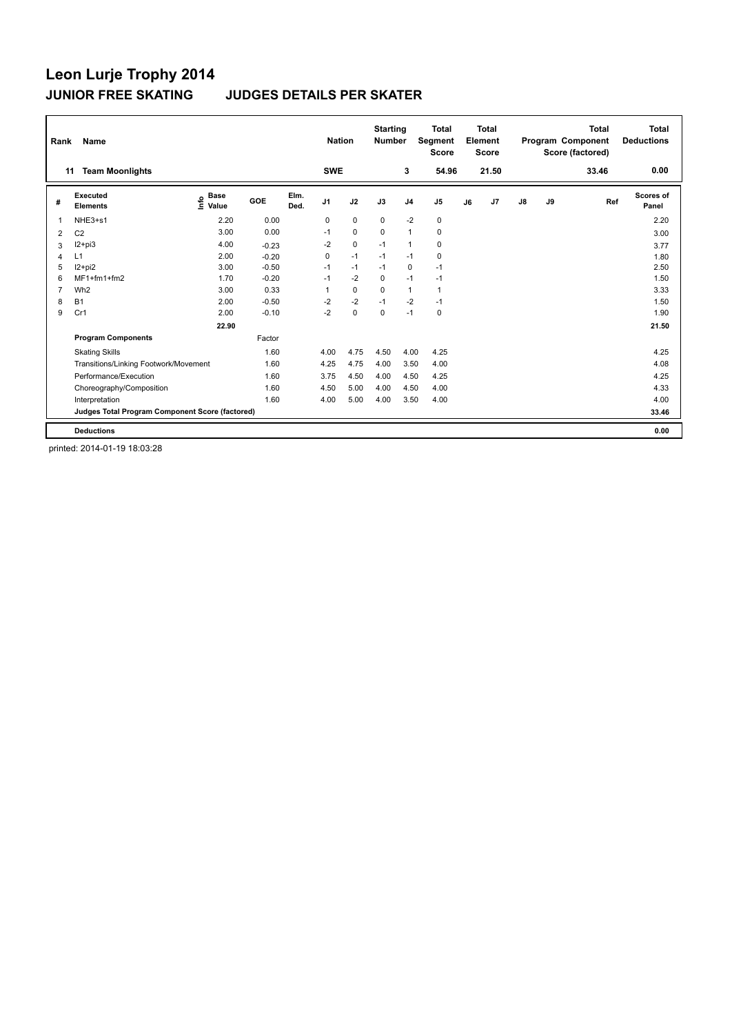# Leon Lurje Trophy 2014

## JUNIOR FREE SKATING JUDGES DETAILS PER SKATER

| Rank | Name | Nation | Starting Number | Total Segment Score | Total Element Score | Total Program Component Score (factored) | Total Deductions |
|---|---|---|---|---|---|---|---|
| 11 | Team Moonlights | SWE | 3 | 54.96 | 21.50 | 33.46 | 0.00 |

| # | Executed Elements | Info | Base Value | GOE | Elm. Ded. | J1 | J2 | J3 | J4 | J5 | J6 | J7 | J8 | J9 | Ref | Scores of Panel |
|---|---|---|---|---|---|---|---|---|---|---|---|---|---|---|---|---|
| 1 | NHE3+s1 | | 2.20 | 0.00 | | 0 | 0 | 0 | -2 | 0 | | | | | | 2.20 |
| 2 | C2 | | 3.00 | 0.00 | | -1 | 0 | 0 | 1 | 0 | | | | | | 3.00 |
| 3 | I2+pi3 | | 4.00 | -0.23 | | -2 | 0 | -1 | 1 | 0 | | | | | | 3.77 |
| 4 | L1 | | 2.00 | -0.20 | | 0 | -1 | -1 | -1 | 0 | | | | | | 1.80 |
| 5 | I2+pi2 | | 3.00 | -0.50 | | -1 | -1 | -1 | 0 | -1 | | | | | | 2.50 |
| 6 | MF1+fm1+fm2 | | 1.70 | -0.20 | | -1 | -2 | 0 | -1 | -1 | | | | | | 1.50 |
| 7 | Wh2 | | 3.00 | 0.33 | | 1 | 0 | 0 | 1 | 1 | | | | | | 3.33 |
| 8 | B1 | | 2.00 | -0.50 | | -2 | -2 | -1 | -2 | -1 | | | | | | 1.50 |
| 9 | Cr1 | | 2.00 | -0.10 | | -2 | 0 | 0 | -1 | 0 | | | | | | 1.90 |
| | | | 22.90 | | | | | | | | | | | | | 21.50 |
| | **Program Components** | | | Factor | | | | | | | | | | | | |
| | Skating Skills | | | 1.60 | | 4.00 | 4.75 | 4.50 | 4.00 | 4.25 | | | | | | 4.25 |
| | Transitions/Linking Footwork/Movement | | | 1.60 | | 4.25 | 4.75 | 4.00 | 3.50 | 4.00 | | | | | | 4.08 |
| | Performance/Execution | | | 1.60 | | 3.75 | 4.50 | 4.00 | 4.50 | 4.25 | | | | | | 4.25 |
| | Choreography/Composition | | | 1.60 | | 4.50 | 5.00 | 4.00 | 4.50 | 4.00 | | | | | | 4.33 |
| | Interpretation | | | 1.60 | | 4.00 | 5.00 | 4.00 | 3.50 | 4.00 | | | | | | 4.00 |
| | **Judges Total Program Component Score (factored)** | | | | | | | | | | | | | | | 33.46 |
| | **Deductions** | | | | | | | | | | | | | | | 0.00 |

printed: 2014-01-19 18:03:28